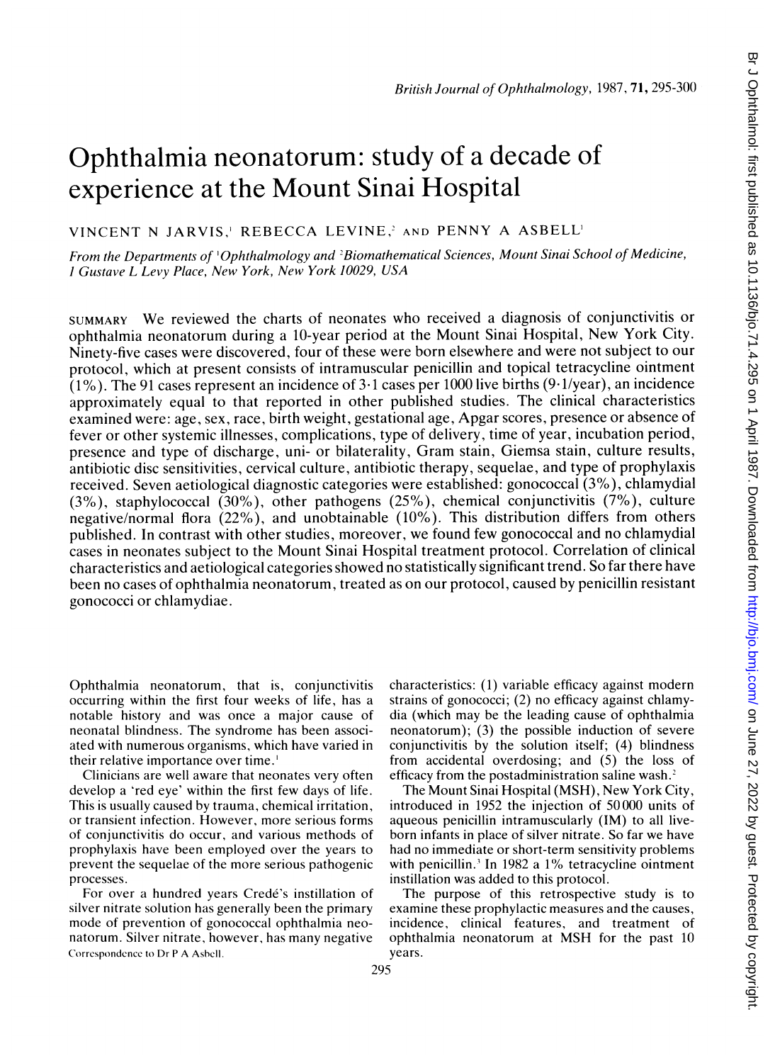# Ophthalmia neonatorum: study of a decade of experience at the Mount Sinai Hospital

VINCENT N JARVIS,[1] REBECCA LEVINE,[2] AND PENNY A ASBELL[1]

*From the Departments of [1]Ophthalmology and [2]Biomathematical Sciences, Mount Sinai School of Medicine, 1 Gustave L Levy Place, New York, New York 10029, USA*

SUMMARY We reviewed the charts of neonates who received a diagnosis of conjunctivitis or ophthalmia neonatorum during a 10-year period at the Mount Sinai Hospital, New York City. Ninety-five cases were discovered, four of these were born elsewhere and were not subject to our protocol, which at present consists of intramuscular penicillin and topical tetracycline ointment (1%). The 91 cases represent an incidence of 3·1 cases per 1000 live births (9·1/year), an incidence approximately equal to that reported in other published studies. The clinical characteristics examined were: age, sex, race, birth weight, gestational age, Apgar scores, presence or absence of fever or other systemic illnesses, complications, type of delivery, time of year, incubation period, presence and type of discharge, uni- or bilaterality, Gram stain, Giemsa stain, culture results, antibiotic disc sensitivities, cervical culture, antibiotic therapy, sequelae, and type of prophylaxis received. Seven aetiological diagnostic categories were established: gonococcal (3%), chlamydial (3%), staphylococcal (30%), other pathogens (25%), chemical conjunctivitis (7%), culture negative/normal flora (22%), and unobtainable (10%). This distribution differs from others published. In contrast with other studies, moreover, we found few gonococcal and no chlamydial cases in neonates subject to the Mount Sinai Hospital treatment protocol. Correlation of clinical characteristics and aetiological categories showed no statistically significant trend. So far there have been no cases of ophthalmia neonatorum, treated as on our protocol, caused by penicillin resistant gonococci or chlamydiae.

Ophthalmia neonatorum, that is, conjunctivitis occurring within the first four weeks of life, has a notable history and was once a major cause of neonatal blindness. The syndrome has been associated with numerous organisms, which have varied in their relative importance over time.[1]

Clinicians are well aware that neonates very often develop a 'red eye' within the first few days of life. This is usually caused by trauma, chemical irritation, or transient infection. However, more serious forms of conjunctivitis do occur, and various methods of prophylaxis have been employed over the years to prevent the sequelae of the more serious pathogenic processes.

For over a hundred years Credé's instillation of silver nitrate solution has generally been the primary mode of prevention of gonococcal ophthalmia neonatorum. Silver nitrate, however, has many negative characteristics: (1) variable efficacy against modern strains of gonococci; (2) no efficacy against chlamydia (which may be the leading cause of ophthalmia neonatorum); (3) the possible induction of severe conjunctivitis by the solution itself; (4) blindness from accidental overdosing; and (5) the loss of efficacy from the postadministration saline wash.[2]

The Mount Sinai Hospital (MSH), New York City, introduced in 1952 the injection of 50 000 units of aqueous penicillin intramuscularly (IM) to all liveborn infants in place of silver nitrate. So far we have had no immediate or short-term sensitivity problems with penicillin.[3] In 1982 a 1% tetracycline ointment instillation was added to this protocol.

The purpose of this retrospective study is to examine these prophylactic measures and the causes, incidence, clinical features, and treatment of ophthalmia neonatorum at MSH for the past 10 years.

Correspondence to Dr P A Asbell.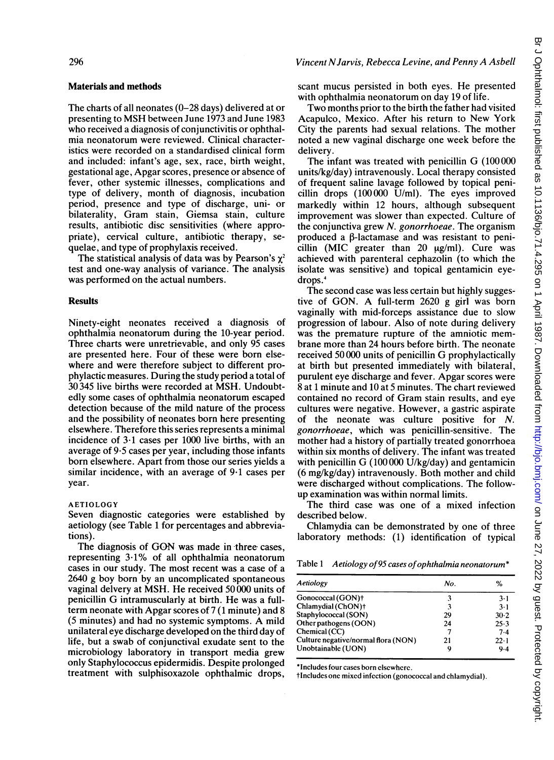## Materials and methods

The charts of all neonates (0–28 days) delivered at or presenting to MSH between June 1973 and June 1983 who received a diagnosis of conjunctivitis or ophthalmia neonatorum were reviewed. Clinical characteristics were recorded on a standardised clinical form and included: infant's age, sex, race, birth weight, gestational age, Apgar scores, presence or absence of fever, other systemic illnesses, complications and type of delivery, month of diagnosis, incubation period, presence and type of discharge, uni- or bilaterality, Gram stain, Giemsa stain, culture results, antibiotic disc sensitivities (where appropriate), cervical culture, antibiotic therapy, sequelae, and type of prophylaxis received.

The statistical analysis of data was by Pearson's $\chi^2$ test and one-way analysis of variance. The analysis was performed on the actual numbers.

## Results

Ninety-eight neonates received a diagnosis of ophthalmia neonatorum during the 10-year period. Three charts were unretrievable, and only 95 cases are presented here. Four of these were born elsewhere and were therefore subject to different prophylactic measures. During the study period a total of 30 345 live births were recorded at MSH. Undoubtedly some cases of ophthalmia neonatorum escaped detection because of the mild nature of the process and the possibility of neonates born here presenting elsewhere. Therefore this series represents a minimal incidence of 3·1 cases per 1000 live births, with an average of 9·5 cases per year, including those infants born elsewhere. Apart from those our series yields a similar incidence, with an average of 9·1 cases per year.

### AETIOLOGY

Seven diagnostic categories were established by aetiology (see Table 1 for percentages and abbreviations).

The diagnosis of GON was made in three cases, representing 3·1% of all ophthalmia neonatorum cases in our study. The most recent was a case of a 2640 g boy born by an uncomplicated spontaneous vaginal delivery at MSH. He received 50 000 units of penicillin G intramuscularly at birth. He was a full-term neonate with Apgar scores of 7 (1 minute) and 8 (5 minutes) and had no systemic symptoms. A mild unilateral eye discharge developed on the third day of life, but a swab of conjunctival exudate sent to the microbiology laboratory in transport media grew only Staphylococcus epidermidis. Despite prolonged treatment with sulphisoxazole ophthalmic drops, scant mucus persisted in both eyes. He presented with ophthalmia neonatorum on day 19 of life.

Two months prior to the birth the father had visited Acapulco, Mexico. After his return to New York City the parents had sexual relations. The mother noted a new vaginal discharge one week before the delivery.

The infant was treated with penicillin G (100 000 units/kg/day) intravenously. Local therapy consisted of frequent saline lavage followed by topical penicillin drops (100 000 U/ml). The eyes improved markedly within 12 hours, although subsequent improvement was slower than expected. Culture of the conjunctiva grew *N. gonorrhoeae*. The organism produced a β-lactamase and was resistant to penicillin (MIC greater than 20 μg/ml). Cure was achieved with parenteral cephazolin (to which the isolate was sensitive) and topical gentamicin eyedrops.[4]

The second case was less certain but highly suggestive of GON. A full-term 2620 g girl was born vaginally with mid-forceps assistance due to slow progression of labour. Also of note during delivery was the premature rupture of the amniotic membrane more than 24 hours before birth. The neonate received 50 000 units of penicillin G prophylactically at birth but presented immediately with bilateral, purulent eye discharge and fever. Apgar scores were 8 at 1 minute and 10 at 5 minutes. The chart reviewed contained no record of Gram stain results, and eye cultures were negative. However, a gastric aspirate of the neonate was culture positive for *N. gonorrhoeae*, which was penicillin-sensitive. The mother had a history of partially treated gonorrhoea within six months of delivery. The infant was treated with penicillin G (100 000 U/kg/day) and gentamicin (6 mg/kg/day) intravenously. Both mother and child were discharged without complications. The follow-up examination was within normal limits.

The third case was one of a mixed infection described below.

Chlamydia can be demonstrated by one of three laboratory methods: (1) identification of typical

Table 1 *Aetiology of 95 cases of ophthalmia neonatorum\**

| Aetiology | No. | % |
|---|---|---|
| Gonococcal (GON)† | 3 | 3·1 |
| Chlamydial (ChON)† | 3 | 3·1 |
| Staphylococcal (SON) | 29 | 30·2 |
| Other pathogens (OON) | 24 | 25·3 |
| Chemical (CC) | 7 | 7·4 |
| Culture negative/normal flora (NON) | 21 | 22·1 |
| Unobtainable (UON) | 9 | 9·4 |

\*Includes four cases born elsewhere.
†Includes one mixed infection (gonococcal and chlamydial).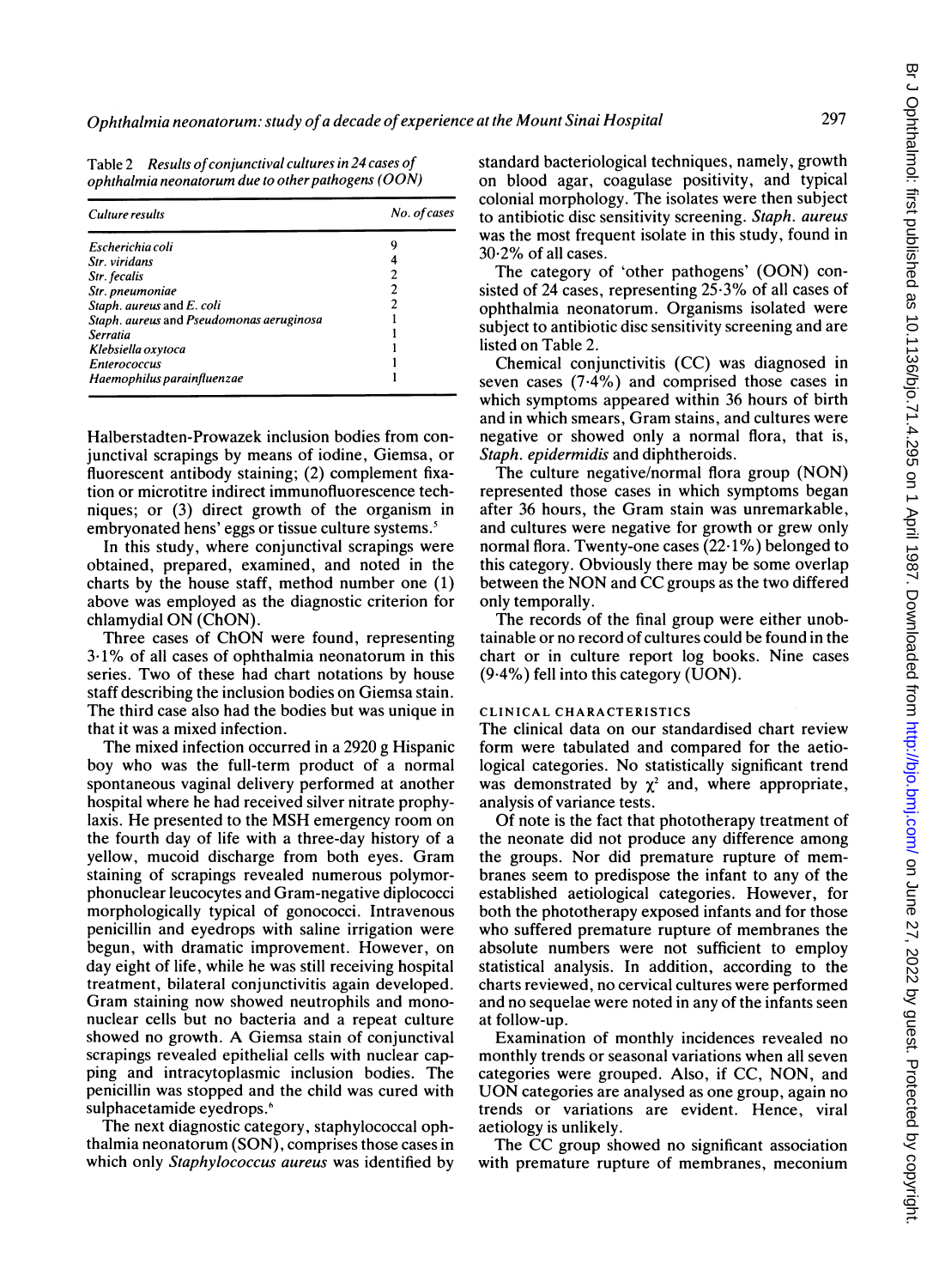Table 2 *Results of conjunctival cultures in 24 cases of ophthalmia neonatorum due to other pathogens (OON)*

| Culture results | No. of cases |
|---|---|
| *Escherichia coli* | 9 |
| *Str. viridans* | 4 |
| *Str. fecalis* | 2 |
| *Str. pneumoniae* | 2 |
| *Staph. aureus* and *E. coli* | 2 |
| *Staph. aureus* and *Pseudomonas aeruginosa* | 1 |
| *Serratia* | 1 |
| *Klebsiella oxytoca* | 1 |
| *Enterococcus* | 1 |
| *Haemophilus parainfluenzae* | 1 |

Halberstadten-Prowazek inclusion bodies from conjunctival scrapings by means of iodine, Giemsa, or fluorescent antibody staining; (2) complement fixation or microtitre indirect immunofluorescence techniques; or (3) direct growth of the organism in embryonated hens' eggs or tissue culture systems.[5]

In this study, where conjunctival scrapings were obtained, prepared, examined, and noted in the charts by the house staff, method number one (1) above was employed as the diagnostic criterion for chlamydial ON (ChON).

Three cases of ChON were found, representing 3·1% of all cases of ophthalmia neonatorum in this series. Two of these had chart notations by house staff describing the inclusion bodies on Giemsa stain. The third case also had the bodies but was unique in that it was a mixed infection.

The mixed infection occurred in a 2920 g Hispanic boy who was the full-term product of a normal spontaneous vaginal delivery performed at another hospital where he had received silver nitrate prophylaxis. He presented to the MSH emergency room on the fourth day of life with a three-day history of a yellow, mucoid discharge from both eyes. Gram staining of scrapings revealed numerous polymorphonuclear leucocytes and Gram-negative diplococci morphologically typical of gonococci. Intravenous penicillin and eyedrops with saline irrigation were begun, with dramatic improvement. However, on day eight of life, while he was still receiving hospital treatment, bilateral conjunctivitis again developed. Gram staining now showed neutrophils and mononuclear cells but no bacteria and a repeat culture showed no growth. A Giemsa stain of conjunctival scrapings revealed epithelial cells with nuclear capping and intracytoplasmic inclusion bodies. The penicillin was stopped and the child was cured with sulphacetamide eyedrops.[6]

The next diagnostic category, staphylococcal ophthalmia neonatorum (SON), comprises those cases in which only *Staphylococcus aureus* was identified by standard bacteriological techniques, namely, growth on blood agar, coagulase positivity, and typical colonial morphology. The isolates were then subject to antibiotic disc sensitivity screening. *Staph. aureus* was the most frequent isolate in this study, found in 30·2% of all cases.

The category of 'other pathogens' (OON) consisted of 24 cases, representing 25·3% of all cases of ophthalmia neonatorum. Organisms isolated were subject to antibiotic disc sensitivity screening and are listed on Table 2.

Chemical conjunctivitis (CC) was diagnosed in seven cases (7·4%) and comprised those cases in which symptoms appeared within 36 hours of birth and in which smears, Gram stains, and cultures were negative or showed only a normal flora, that is, *Staph. epidermidis* and diphtheroids.

The culture negative/normal flora group (NON) represented those cases in which symptoms began after 36 hours, the Gram stain was unremarkable, and cultures were negative for growth or grew only normal flora. Twenty-one cases (22·1%) belonged to this category. Obviously there may be some overlap between the NON and CC groups as the two differed only temporally.

The records of the final group were either unobtainable or no record of cultures could be found in the chart or in culture report log books. Nine cases (9·4%) fell into this category (UON).

### CLINICAL CHARACTERISTICS

The clinical data on our standardised chart review form were tabulated and compared for the aetiological categories. No statistically significant trend was demonstrated by $\chi^2$ and, where appropriate, analysis of variance tests.

Of note is the fact that phototherapy treatment of the neonate did not produce any difference among the groups. Nor did premature rupture of membranes seem to predispose the infant to any of the established aetiological categories. However, for both the phototherapy exposed infants and for those who suffered premature rupture of membranes the absolute numbers were not sufficient to employ statistical analysis. In addition, according to the charts reviewed, no cervical cultures were performed and no sequelae were noted in any of the infants seen at follow-up.

Examination of monthly incidences revealed no monthly trends or seasonal variations when all seven categories were grouped. Also, if CC, NON, and UON categories are analysed as one group, again no trends or variations are evident. Hence, viral aetiology is unlikely.

The CC group showed no significant association with premature rupture of membranes, meconium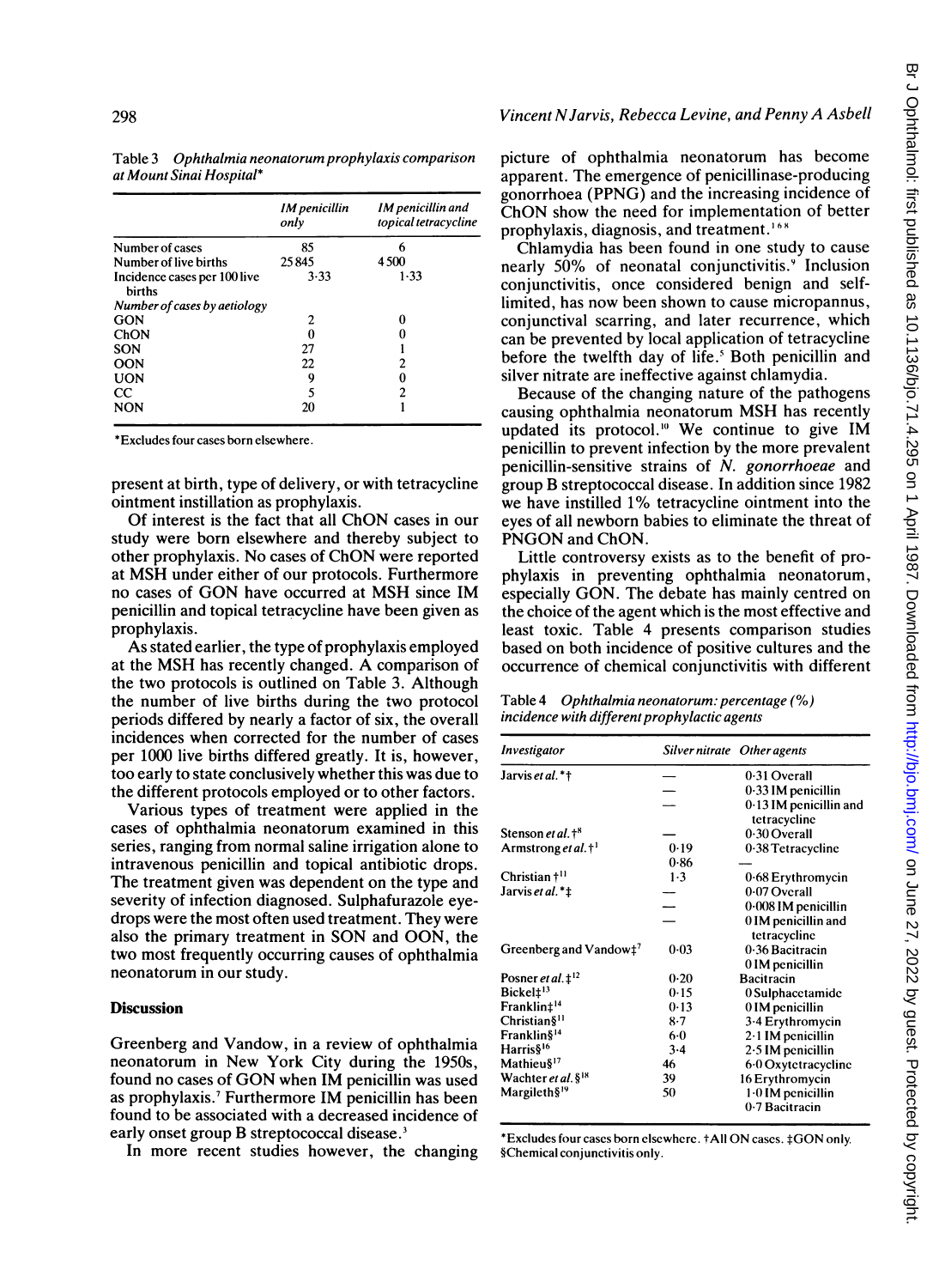Table 3 *Ophthalmia neonatorum prophylaxis comparison at Mount Sinai Hospital**

| | *IM penicillin only* | *IM penicillin and topical tetracycline* |
|---|---|---|
| Number of cases | 85 | 6 |
| Number of live births | 25 845 | 4 500 |
| Incidence cases per 100 live births | 3·33 | 1·33 |
| *Number of cases by aetiology* | | |
| GON | 2 | 0 |
| ChON | 0 | 0 |
| SON | 27 | 1 |
| OON | 22 | 2 |
| UON | 9 | 0 |
| CC | 5 | 2 |
| NON | 20 | 1 |

*Excludes four cases born elsewhere.

present at birth, type of delivery, or with tetracycline ointment instillation as prophylaxis.

Of interest is the fact that all ChON cases in our study were born elsewhere and thereby subject to other prophylaxis. No cases of ChON were reported at MSH under either of our protocols. Furthermore no cases of GON have occurred at MSH since IM penicillin and topical tetracycline have been given as prophylaxis.

As stated earlier, the type of prophylaxis employed at the MSH has recently changed. A comparison of the two protocols is outlined on Table 3. Although the number of live births during the two protocol periods differed by nearly a factor of six, the overall incidences when corrected for the number of cases per 1000 live births differed greatly. It is, however, too early to state conclusively whether this was due to the different protocols employed or to other factors.

Various types of treatment were applied in the cases of ophthalmia neonatorum examined in this series, ranging from normal saline irrigation alone to intravenous penicillin and topical antibiotic drops. The treatment given was dependent on the type and severity of infection diagnosed. Sulphafurazole eyedrops were the most often used treatment. They were also the primary treatment in SON and OON, the two most frequently occurring causes of ophthalmia neonatorum in our study.

## Discussion

Greenberg and Vandow, in a review of ophthalmia neonatorum in New York City during the 1950s, found no cases of GON when IM penicillin was used as prophylaxis.[7] Furthermore IM penicillin has been found to be associated with a decreased incidence of early onset group B streptococcal disease.[3]

In more recent studies however, the changing picture of ophthalmia neonatorum has become apparent. The emergence of penicillinase-producing gonorrhoea (PPNG) and the increasing incidence of ChON show the need for implementation of better prophylaxis, diagnosis, and treatment.[1,6,8]

Chlamydia has been found in one study to cause nearly 50% of neonatal conjunctivitis.[9] Inclusion conjunctivitis, once considered benign and self-limited, has now been shown to cause micropannus, conjunctival scarring, and later recurrence, which can be prevented by local application of tetracycline before the twelfth day of life.[5] Both penicillin and silver nitrate are ineffective against chlamydia.

Because of the changing nature of the pathogens causing ophthalmia neonatorum MSH has recently updated its protocol.[10] We continue to give IM penicillin to prevent infection by the more prevalent penicillin-sensitive strains of *N. gonorrhoeae* and group B streptococcal disease. In addition since 1982 we have instilled 1% tetracycline ointment into the eyes of all newborn babies to eliminate the threat of PNGON and ChON.

Little controversy exists as to the benefit of prophylaxis in preventing ophthalmia neonatorum, especially GON. The debate has mainly centred on the choice of the agent which is the most effective and least toxic. Table 4 presents comparison studies based on both incidence of positive cultures and the occurrence of chemical conjunctivitis with different

Table 4 *Ophthalmia neonatorum: percentage (%) incidence with different prophylactic agents*

| *Investigator* | *Silver nitrate* | *Other agents* |
|---|---|---|
| Jarvis *et al.* *† | — | 0·31 Overall |
| | — | 0·33 IM penicillin |
| | — | 0·13 IM penicillin and tetracycline |
| Stenson *et al.* †[8] | — | 0·30 Overall |
| Armstrong *et al.* †[1] | 0·19 | 0·38 Tetracycline |
| | 0·86 | — |
| Christian †[11] | 1·3 | 0·68 Erythromycin |
| Jarvis *et al.* *‡ | — | 0·07 Overall |
| | — | 0·008 IM penicillin |
| | — | 0 IM penicillin and tetracycline |
| Greenberg and Vandow‡[7] | 0·03 | 0·36 Bacitracin |
| | | 0 IM penicillin |
| Posner *et al.* ‡[12] | 0·20 | Bacitracin |
| Bickel‡[13] | 0·15 | 0 Sulphacetamide |
| Franklin‡[14] | 0·13 | 0 IM penicillin |
| Christian§[11] | 8·7 | 3·4 Erythromycin |
| Franklin§[14] | 6·0 | 2·1 IM penicillin |
| Harris§[16] | 3·4 | 2·5 IM penicillin |
| Mathieu§[17] | 46 | 6·0 Oxytetracycline |
| Wachter *et al.* §[18] | 39 | 16 Erythromycin |
| Margileth§[19] | 50 | 1·0 IM penicillin |
| | | 0·7 Bacitracin |

*Excludes four cases born elsewhere. †All ON cases. ‡GON only. §Chemical conjunctivitis only.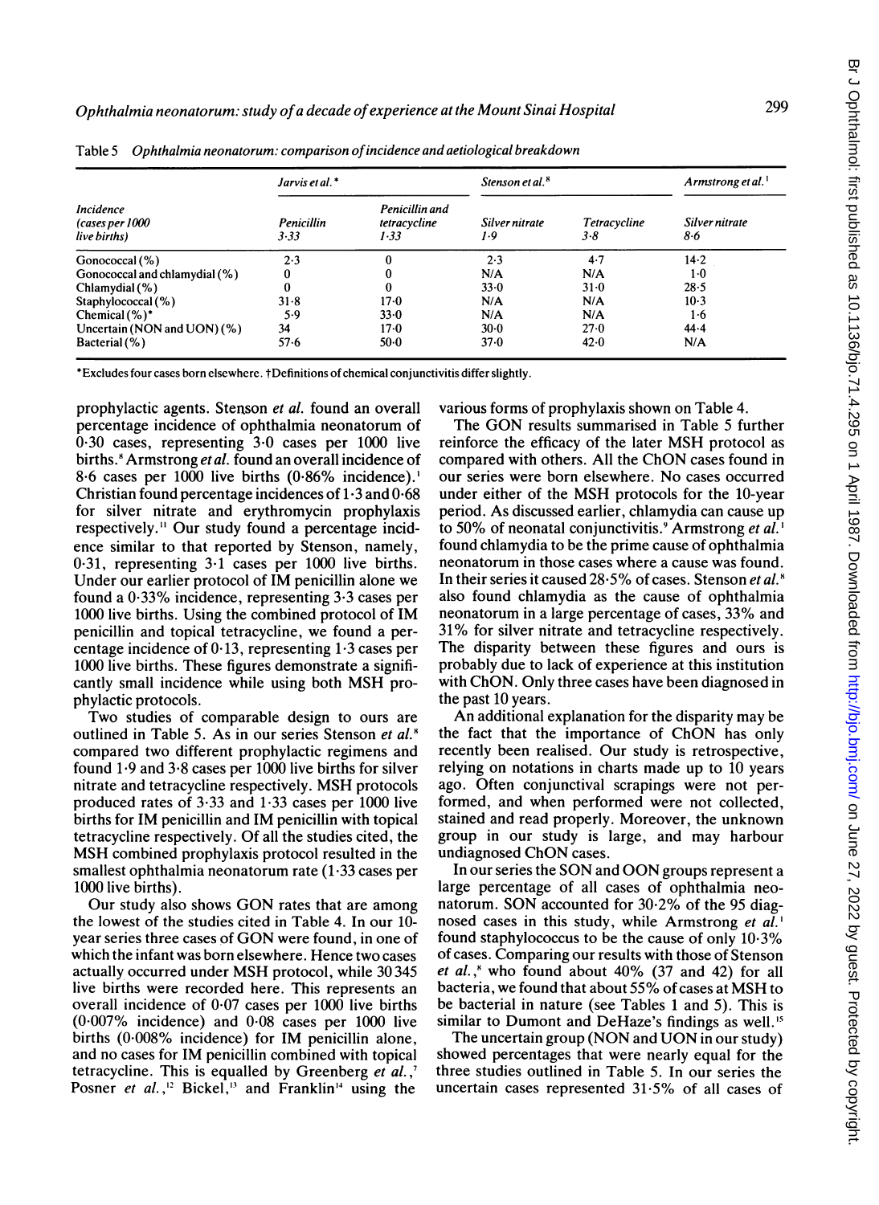Table 5 *Ophthalmia neonatorum: comparison of incidence and aetiological breakdown*

| Incidence (cases per 1000 live births) | *Jarvis et al.** | | *Stenson et al.*[8] | | *Armstrong et al.*[1] |
|---|---|---|---|---|---|
| | Penicillin 3·33 | Penicillin and tetracycline 1·33 | Silver nitrate 1·9 | Tetracycline 3·8 | Silver nitrate 8·6 |
| Gonococcal (%) | 2·3 | 0 | 2·3 | 4·7 | 14·2 |
| Gonococcal and chlamydial (%) | 0 | 0 | N/A | N/A | 1·0 |
| Chlamydial (%) | 0 | 0 | 33·0 | 31·0 | 28·5 |
| Staphylococcal (%) | 31·8 | 17·0 | N/A | N/A | 10·3 |
| Chemical (%)* | 5·9 | 33·0 | N/A | N/A | 1·6 |
| Uncertain (NON and UON) (%) | 34 | 17·0 | 30·0 | 27·0 | 44·4 |
| Bacterial (%) | 57·6 | 50·0 | 37·0 | 42·0 | N/A |

*Excludes four cases born elsewhere. †Definitions of chemical conjunctivitis differ slightly.

prophylactic agents. Stenson *et al.* found an overall percentage incidence of ophthalmia neonatorum of 0·30 cases, representing 3·0 cases per 1000 live births.[8] Armstrong *et al.* found an overall incidence of 8·6 cases per 1000 live births (0·86% incidence).[1] Christian found percentage incidences of 1·3 and 0·68 for silver nitrate and erythromycin prophylaxis respectively.[11] Our study found a percentage incidence similar to that reported by Stenson, namely, 0·31, representing 3·1 cases per 1000 live births. Under our earlier protocol of IM penicillin alone we found a 0·33% incidence, representing 3·3 cases per 1000 live births. Using the combined protocol of IM penicillin and topical tetracycline, we found a percentage incidence of 0·13, representing 1·3 cases per 1000 live births. These figures demonstrate a significantly small incidence while using both MSH prophylactic protocols.

Two studies of comparable design to ours are outlined in Table 5. As in our series Stenson *et al.*[8] compared two different prophylactic regimens and found 1·9 and 3·8 cases per 1000 live births for silver nitrate and tetracycline respectively. MSH protocols produced rates of 3·33 and 1·33 cases per 1000 live births for IM penicillin and IM penicillin with topical tetracycline respectively. Of all the studies cited, the MSH combined prophylaxis protocol resulted in the smallest ophthalmia neonatorum rate (1·33 cases per 1000 live births).

Our study also shows GON rates that are among the lowest of the studies cited in Table 4. In our 10-year series three cases of GON were found, in one of which the infant was born elsewhere. Hence two cases actually occurred under MSH protocol, while 30 345 live births were recorded here. This represents an overall incidence of 0·07 cases per 1000 live births (0·007% incidence) and 0·08 cases per 1000 live births (0·008% incidence) for IM penicillin alone, and no cases for IM penicillin combined with topical tetracycline. This is equalled by Greenberg *et al.*,[7] Posner *et al.*,[12] Bickel,[13] and Franklin[14] using the various forms of prophylaxis shown on Table 4.

The GON results summarised in Table 5 further reinforce the efficacy of the later MSH protocol as compared with others. All the ChON cases found in our series were born elsewhere. No cases occurred under either of the MSH protocols for the 10-year period. As discussed earlier, chlamydia can cause up to 50% of neonatal conjunctivitis.[9] Armstrong *et al.*[1] found chlamydia to be the prime cause of ophthalmia neonatorum in those cases where a cause was found. In their series it caused 28·5% of cases. Stenson *et al.*[8] also found chlamydia as the cause of ophthalmia neonatorum in a large percentage of cases, 33% and 31% for silver nitrate and tetracycline respectively. The disparity between these figures and ours is probably due to lack of experience at this institution with ChON. Only three cases have been diagnosed in the past 10 years.

An additional explanation for the disparity may be the fact that the importance of ChON has only recently been realised. Our study is retrospective, relying on notations in charts made up to 10 years ago. Often conjunctival scrapings were not performed, and when performed were not collected, stained and read properly. Moreover, the unknown group in our study is large, and may harbour undiagnosed ChON cases.

In our series the SON and OON groups represent a large percentage of all cases of ophthalmia neonatorum. SON accounted for 30·2% of the 95 diagnosed cases in this study, while Armstrong *et al.*[1] found staphylococcus to be the cause of only 10·3% of cases. Comparing our results with those of Stenson *et al.*,[8] who found about 40% (37 and 42) for all bacteria, we found that about 55% of cases at MSH to be bacterial in nature (see Tables 1 and 5). This is similar to Dumont and DeHaze's findings as well.[15]

The uncertain group (NON and UON in our study) showed percentages that were nearly equal for the three studies outlined in Table 5. In our series the uncertain cases represented 31·5% of all cases of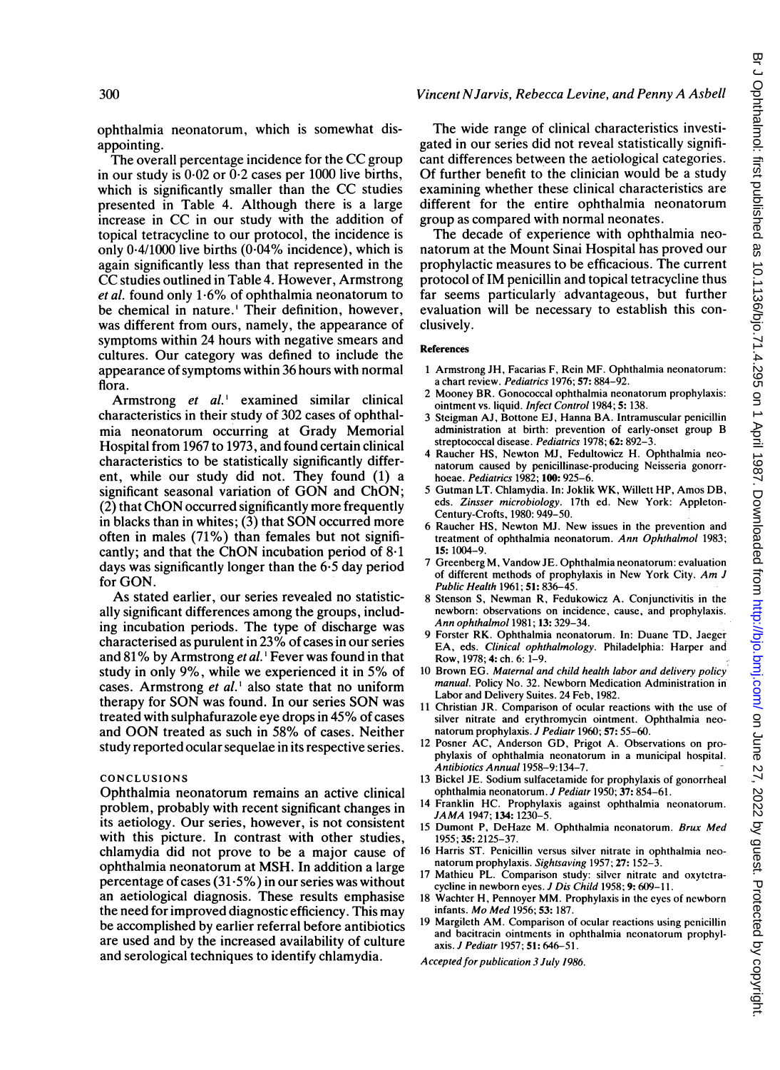ophthalmia neonatorum, which is somewhat disappointing.

The overall percentage incidence for the CC group in our study is 0·02 or 0·2 cases per 1000 live births, which is significantly smaller than the CC studies presented in Table 4. Although there is a large increase in CC in our study with the addition of topical tetracycline to our protocol, the incidence is only 0·4/1000 live births (0·04% incidence), which is again significantly less than that represented in the CC studies outlined in Table 4. However, Armstrong *et al.* found only 1·6% of ophthalmia neonatorum to be chemical in nature.[1] Their definition, however, was different from ours, namely, the appearance of symptoms within 24 hours with negative smears and cultures. Our category was defined to include the appearance of symptoms within 36 hours with normal flora.

Armstrong *et al.*[1] examined similar clinical characteristics in their study of 302 cases of ophthalmia neonatorum occurring at Grady Memorial Hospital from 1967 to 1973, and found certain clinical characteristics to be statistically significantly different, while our study did not. They found (1) a significant seasonal variation of GON and ChON; (2) that ChON occurred significantly more frequently in blacks than in whites; (3) that SON occurred more often in males (71%) than females but not significantly; and that the ChON incubation period of 8·1 days was significantly longer than the 6·5 day period for GON.

As stated earlier, our series revealed no statistically significant differences among the groups, including incubation periods. The type of discharge was characterised as purulent in 23% of cases in our series and 81% by Armstrong *et al.*[1] Fever was found in that study in only 9%, while we experienced it in 5% of cases. Armstrong *et al.*[1] also state that no uniform therapy for SON was found. In our series SON was treated with sulphafurazole eye drops in 45% of cases and OON treated as such in 58% of cases. Neither study reported ocular sequelae in its respective series.

## CONCLUSIONS

Ophthalmia neonatorum remains an active clinical problem, probably with recent significant changes in its aetiology. Our series, however, is not consistent with this picture. In contrast with other studies, chlamydia did not prove to be a major cause of ophthalmia neonatorum at MSH. In addition a large percentage of cases (31·5%) in our series was without an aetiological diagnosis. These results emphasise the need for improved diagnostic efficiency. This may be accomplished by earlier referral before antibiotics are used and by the increased availability of culture and serological techniques to identify chlamydia.

The wide range of clinical characteristics investigated in our series did not reveal statistically significant differences between the aetiological categories. Of further benefit to the clinician would be a study examining whether these clinical characteristics are different for the entire ophthalmia neonatorum group as compared with normal neonates.

The decade of experience with ophthalmia neonatorum at the Mount Sinai Hospital has proved our prophylactic measures to be efficacious. The current protocol of IM penicillin and topical tetracycline thus far seems particularly advantageous, but further evaluation will be necessary to establish this conclusively.

### References

1. Armstrong JH, Facarias F, Rein MF. Ophthalmia neonatorum: a chart review. *Pediatrics* 1976; **57:** 884–92.
2. Mooney BR. Gonococcal ophthalmia neonatorum prophylaxis: ointment vs. liquid. *Infect Control* 1984; **5:** 138.
3. Steigman AJ, Bottone EJ, Hanna BA. Intramuscular penicillin administration at birth: prevention of early-onset group B streptococcal disease. *Pediatrics* 1978; **62:** 892–3.
4. Raucher HS, Newton MJ, Fedultowicz H. Ophthalmia neonatorum caused by penicillinase-producing Neisseria gonorrhoeae. *Pediatrics* 1982; **100:** 925–6.
5. Gutman LT. Chlamydia. In: Joklik WK, Willett HP, Amos DB, eds. *Zinsser microbiology*. 17th ed. New York: Appleton-Century-Crofts, 1980: 949–50.
6. Raucher HS, Newton MJ. New issues in the prevention and treatment of ophthalmia neonatorum. *Ann Ophthalmol* 1983; **15:** 1004–9.
7. Greenberg M, Vandow JE. Ophthalmia neonatorum: evaluation of different methods of prophylaxis in New York City. *Am J Public Health* 1961; **51:** 836–45.
8. Stenson S, Newman R, Fedukowicz A. Conjunctivitis in the newborn: observations on incidence, cause, and prophylaxis. *Ann ophthalmol* 1981; **13:** 329–34.
9. Forster RK. Ophthalmia neonatorum. In: Duane TD, Jaeger EA, eds. *Clinical ophthalmology*. Philadelphia: Harper and Row, 1978; 4: ch. 6: 1–9.
10. Brown EG. *Maternal and child health labor and delivery policy manual*. Policy No. 32. Newborn Medication Administration in Labor and Delivery Suites. 24 Feb, 1982.
11. Christian JR. Comparison of ocular reactions with the use of silver nitrate and erythromycin ointment. Ophthalmia neonatorum prophylaxis. *J Pediatr* 1960; **57:** 55–60.
12. Posner AC, Anderson GD, Prigot A. Observations on prophylaxis of ophthalmia neonatorum in a municipal hospital. *Antibiotics Annual* 1958–9:134–7.
13. Bickel JE. Sodium sulfacetamide for prophylaxis of gonorrheal ophthalmia neonatorum. *J Pediatr* 1950; **37:** 854–61.
14. Franklin HC. Prophylaxis against ophthalmia neonatorum. *JAMA* 1947; **134:** 1230–5.
15. Dumont P, DeHaze M. Ophthalmia neonatorum. *Brux Med* 1955; **35:** 2125–37.
16. Harris ST. Penicillin versus silver nitrate in ophthalmia neonatorum prophylaxis. *Sightsaving* 1957; **27:** 152–3.
17. Mathieu PL. Comparison study: silver nitrate and oxytetracycline in newborn eyes. *J Dis Child* 1958; **9:** 609–11.
18. Wachter H, Pennoyer MM. Prophylaxis in the eyes of newborn infants. *Mo Med* 1956; **53:** 187.
19. Margileth AM. Comparison of ocular reactions using penicillin and bacitracin ointments in ophthalmia neonatorum prophylaxis. *J Pediatr* 1957; **51:** 646–51.

*Accepted for publication 3 July 1986.*